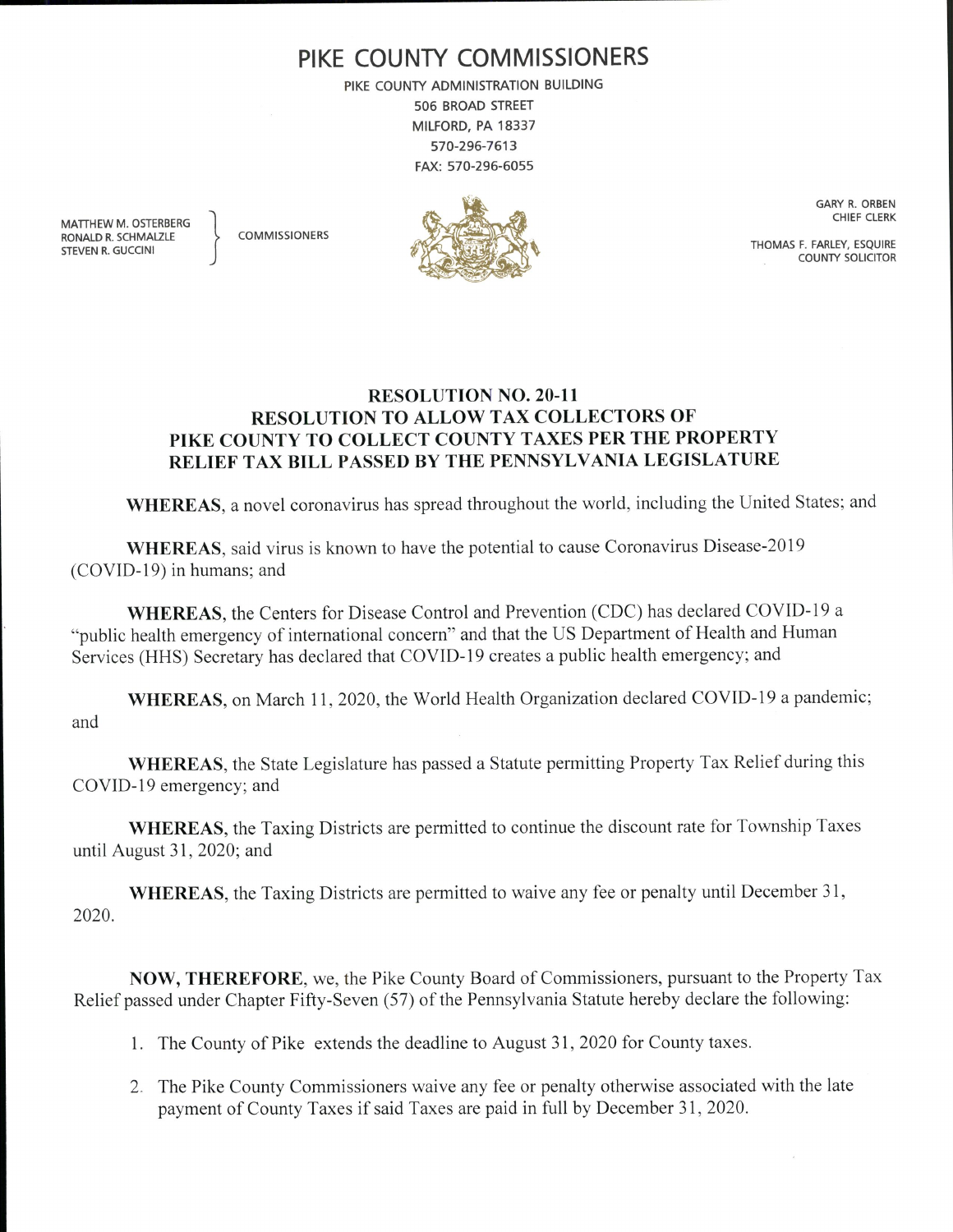# PIKE COUNTY COMMISSIONERS

PIKE COUNTY ADMINISTRATION BUILDING
506 BROAD STREET
MILFORD, PA 18337
570-296-7613
FAX: 570-296-6055

MATTHEW M. OSTERBERG
RONALD R. SCHMALZLE
STEVEN R. GUCCINI
COMMISSIONERS

GARY R. ORBEN
CHIEF CLERK

THOMAS F. FARLEY, ESQUIRE
COUNTY SOLICITOR

## RESOLUTION NO. 20-11
## RESOLUTION TO ALLOW TAX COLLECTORS OF PIKE COUNTY TO COLLECT COUNTY TAXES PER THE PROPERTY RELIEF TAX BILL PASSED BY THE PENNSYLVANIA LEGISLATURE

**WHEREAS**, a novel coronavirus has spread throughout the world, including the United States; and

**WHEREAS**, said virus is known to have the potential to cause Coronavirus Disease-2019 (COVID-19) in humans; and

**WHEREAS**, the Centers for Disease Control and Prevention (CDC) has declared COVID-19 a "public health emergency of international concern" and that the US Department of Health and Human Services (HHS) Secretary has declared that COVID-19 creates a public health emergency; and

**WHEREAS**, on March 11, 2020, the World Health Organization declared COVID-19 a pandemic; and

**WHEREAS**, the State Legislature has passed a Statute permitting Property Tax Relief during this COVID-19 emergency; and

**WHEREAS**, the Taxing Districts are permitted to continue the discount rate for Township Taxes until August 31, 2020; and

**WHEREAS**, the Taxing Districts are permitted to waive any fee or penalty until December 31, 2020.

**NOW, THEREFORE**, we, the Pike County Board of Commissioners, pursuant to the Property Tax Relief passed under Chapter Fifty-Seven (57) of the Pennsylvania Statute hereby declare the following:

1. The County of Pike extends the deadline to August 31, 2020 for County taxes.
2. The Pike County Commissioners waive any fee or penalty otherwise associated with the late payment of County Taxes if said Taxes are paid in full by December 31, 2020.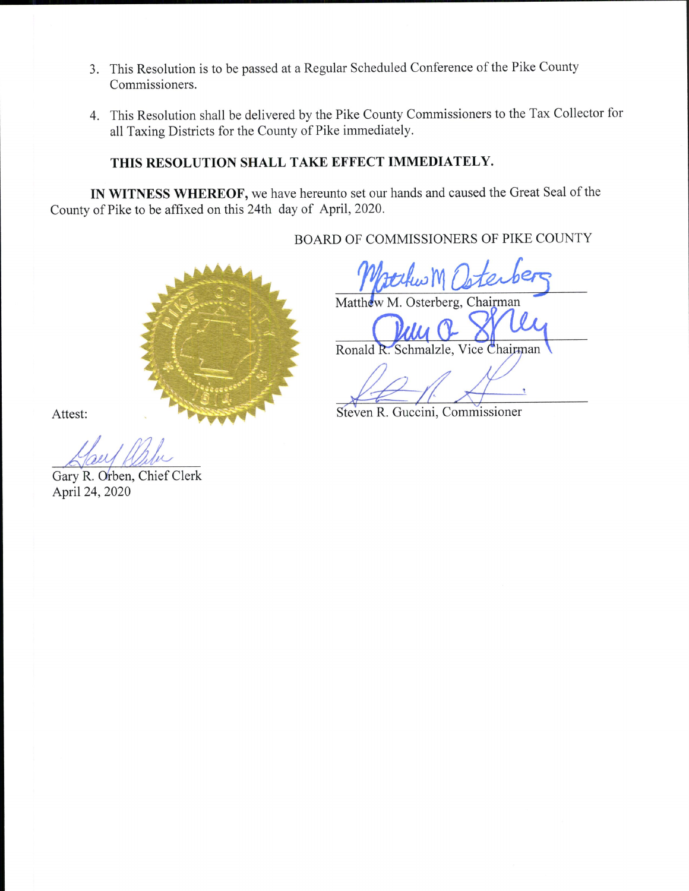3. This Resolution is to be passed at a Regular Scheduled Conference of the Pike County Commissioners.

4. This Resolution shall be delivered by the Pike County Commissioners to the Tax Collector for all Taxing Districts for the County of Pike immediately.

**THIS RESOLUTION SHALL TAKE EFFECT IMMEDIATELY.**

**IN WITNESS WHEREOF,** we have hereunto set our hands and caused the Great Seal of the County of Pike to be affixed on this 24th day of April, 2020.

BOARD OF COMMISSIONERS OF PIKE COUNTY

Matthew M. Osterberg, Chairman

Ronald R. Schmalzle, Vice Chairman

Steven R. Guccini, Commissioner

Attest:

Gary R. Orben, Chief Clerk
April 24, 2020